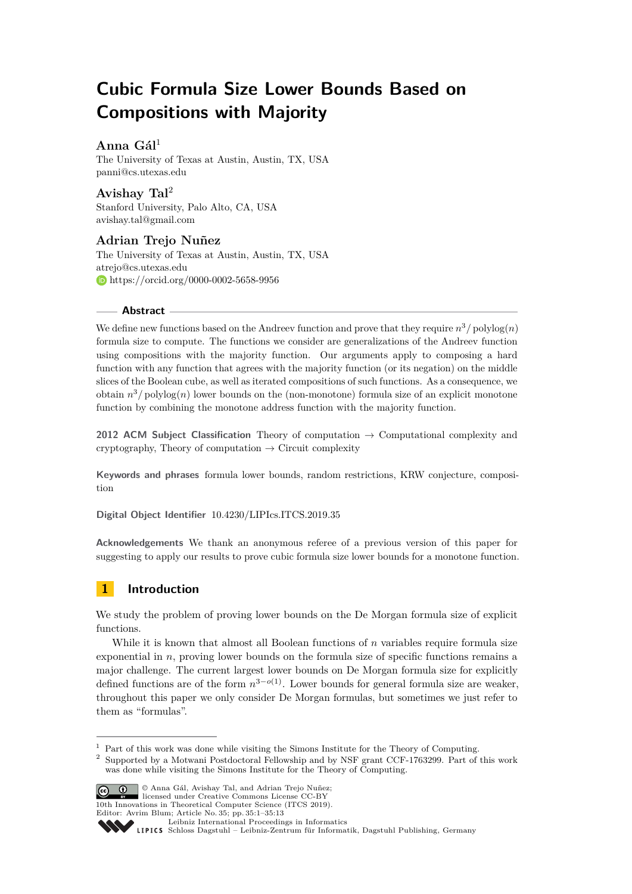# Cubic Formula Size Lower Bounds Based on Compositions with Majority

**Anna Gál**[1]

The University of Texas at Austin, Austin, TX, USA
panni@cs.utexas.edu

**Avishay Tal**[2]

Stanford University, Palo Alto, CA, USA
avishay.tal@gmail.com

**Adrian Trejo Nuñez**

The University of Texas at Austin, Austin, TX, USA
atrejo@cs.utexas.edu
https://orcid.org/0000-0002-5658-9956

## Abstract

We define new functions based on the Andreev function and prove that they require $n^3/\operatorname{polylog}(n)$ formula size to compute. The functions we consider are generalizations of the Andreev function using compositions with the majority function. Our arguments apply to composing a hard function with any function that agrees with the majority function (or its negation) on the middle slices of the Boolean cube, as well as iterated compositions of such functions. As a consequence, we obtain $n^3/\operatorname{polylog}(n)$ lower bounds on the (non-monotone) formula size of an explicit monotone function by combining the monotone address function with the majority function.

**2012 ACM Subject Classification** Theory of computation → Computational complexity and cryptography, Theory of computation → Circuit complexity

**Keywords and phrases** formula lower bounds, random restrictions, KRW conjecture, composition

**Digital Object Identifier** 10.4230/LIPIcs.ITCS.2019.35

**Acknowledgements** We thank an anonymous referee of a previous version of this paper for suggesting to apply our results to prove cubic formula size lower bounds for a monotone function.

## 1 Introduction

We study the problem of proving lower bounds on the De Morgan formula size of explicit functions.

While it is known that almost all Boolean functions of $n$ variables require formula size exponential in $n$, proving lower bounds on the formula size of specific functions remains a major challenge. The current largest lower bounds on De Morgan formula size for explicitly defined functions are of the form $n^{3-o(1)}$. Lower bounds for general formula size are weaker, throughout this paper we only consider De Morgan formulas, but sometimes we just refer to them as "formulas".

[1] Part of this work was done while visiting the Simons Institute for the Theory of Computing.

[2] Supported by a Motwani Postdoctoral Fellowship and by NSF grant CCF-1763299. Part of this work was done while visiting the Simons Institute for the Theory of Computing.

© Anna Gál, Avishay Tal, and Adrian Trejo Nuñez; licensed under Creative Commons License CC-BY
10th Innovations in Theoretical Computer Science (ITCS 2019).
Editor: Avrim Blum; Article No. 35; pp. 35:1–35:13
Leibniz International Proceedings in Informatics
Schloss Dagstuhl – Leibniz-Zentrum für Informatik, Dagstuhl Publishing, Germany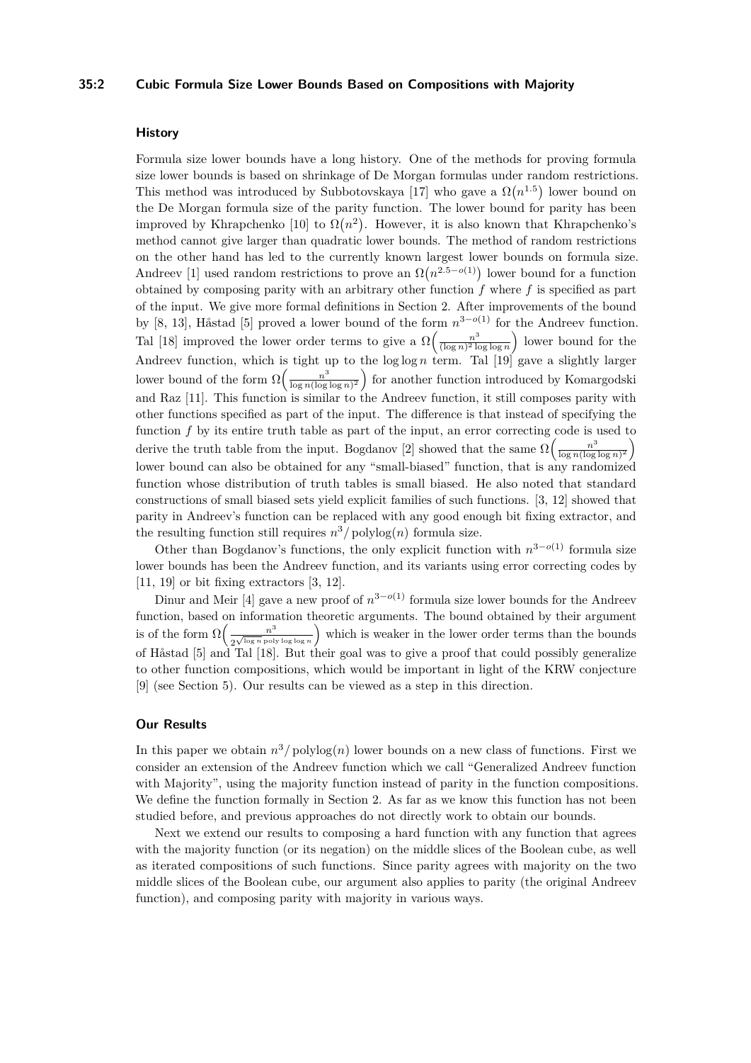### History

Formula size lower bounds have a long history. One of the methods for proving formula size lower bounds is based on shrinkage of De Morgan formulas under random restrictions. This method was introduced by Subbotovskaya [17] who gave a $\Omega(n^{1.5})$ lower bound on the De Morgan formula size of the parity function. The lower bound for parity has been improved by Khrapchenko [10] to $\Omega(n^2)$. However, it is also known that Khrapchenko's method cannot give larger than quadratic lower bounds. The method of random restrictions on the other hand has led to the currently known largest lower bounds on formula size. Andreev [1] used random restrictions to prove an $\Omega(n^{2.5-o(1)})$ lower bound for a function obtained by composing parity with an arbitrary other function $f$ where $f$ is specified as part of the input. We give more formal definitions in Section 2. After improvements of the bound by [8, 13], Håstad [5] proved a lower bound of the form $n^{3-o(1)}$ for the Andreev function. Tal [18] improved the lower order terms to give a $\Omega\left(\frac{n^3}{(\log n)^2 \log\log n}\right)$ lower bound for the Andreev function, which is tight up to the $\log\log n$ term. Tal [19] gave a slightly larger lower bound of the form $\Omega\left(\frac{n^3}{\log n(\log\log n)^2}\right)$ for another function introduced by Komargodski and Raz [11]. This function is similar to the Andreev function, it still composes parity with other functions specified as part of the input. The difference is that instead of specifying the function $f$ by its entire truth table as part of the input, an error correcting code is used to derive the truth table from the input. Bogdanov [2] showed that the same $\Omega\left(\frac{n^3}{\log n(\log\log n)^2}\right)$ lower bound can also be obtained for any "small-biased" function, that is any randomized function whose distribution of truth tables is small biased. He also noted that standard constructions of small biased sets yield explicit families of such functions. [3, 12] showed that parity in Andreev's function can be replaced with any good enough bit fixing extractor, and the resulting function still requires $n^3/\operatorname{polylog}(n)$ formula size.

Other than Bogdanov's functions, the only explicit function with $n^{3-o(1)}$ formula size lower bounds has been the Andreev function, and its variants using error correcting codes by [11, 19] or bit fixing extractors [3, 12].

Dinur and Meir [4] gave a new proof of $n^{3-o(1)}$ formula size lower bounds for the Andreev function, based on information theoretic arguments. The bound obtained by their argument is of the form $\Omega\left(\frac{n^3}{2^{\sqrt{\log n}} \operatorname{poly}\log\log n}\right)$ which is weaker in the lower order terms than the bounds of Håstad [5] and Tal [18]. But their goal was to give a proof that could possibly generalize to other function compositions, which would be important in light of the KRW conjecture [9] (see Section 5). Our results can be viewed as a step in this direction.

### Our Results

In this paper we obtain $n^3/\operatorname{polylog}(n)$ lower bounds on a new class of functions. First we consider an extension of the Andreev function which we call "Generalized Andreev function with Majority", using the majority function instead of parity in the function compositions. We define the function formally in Section 2. As far as we know this function has not been studied before, and previous approaches do not directly work to obtain our bounds.

Next we extend our results to composing a hard function with any function that agrees with the majority function (or its negation) on the middle slices of the Boolean cube, as well as iterated compositions of such functions. Since parity agrees with majority on the two middle slices of the Boolean cube, our argument also applies to parity (the original Andreev function), and composing parity with majority in various ways.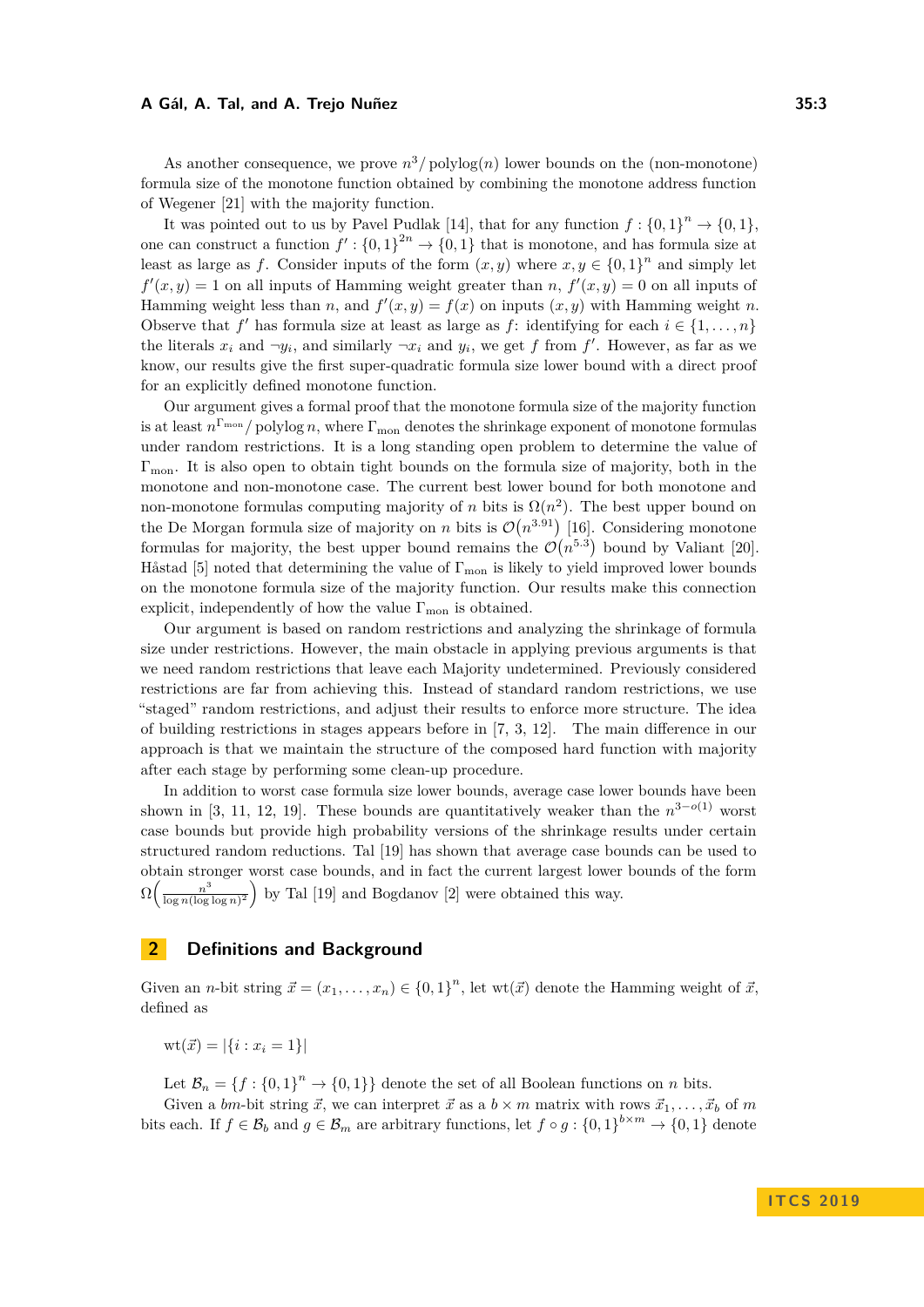As another consequence, we prove $n^3/\operatorname{polylog}(n)$ lower bounds on the (non-monotone) formula size of the monotone function obtained by combining the monotone address function of Wegener [21] with the majority function.

It was pointed out to us by Pavel Pudlak [14], that for any function $f : \{0,1\}^n \to \{0,1\}$, one can construct a function $f' : \{0,1\}^{2n} \to \{0,1\}$ that is monotone, and has formula size at least as large as $f$. Consider inputs of the form $(x, y)$ where $x, y \in \{0,1\}^n$ and simply let $f'(x, y) = 1$ on all inputs of Hamming weight greater than $n$, $f'(x, y) = 0$ on all inputs of Hamming weight less than $n$, and $f'(x, y) = f(x)$ on inputs $(x, y)$ with Hamming weight $n$. Observe that $f'$ has formula size at least as large as $f$: identifying for each $i \in \{1, \ldots, n\}$ the literals $x_i$ and $\neg y_i$, and similarly $\neg x_i$ and $y_i$, we get $f$ from $f'$. However, as far as we know, our results give the first super-quadratic formula size lower bound with a direct proof for an explicitly defined monotone function.

Our argument gives a formal proof that the monotone formula size of the majority function is at least $n^{\Gamma_{\text{mon}}}/\operatorname{polylog} n$, where $\Gamma_{\text{mon}}$ denotes the shrinkage exponent of monotone formulas under random restrictions. It is a long standing open problem to determine the value of $\Gamma_{\text{mon}}$. It is also open to obtain tight bounds on the formula size of majority, both in the monotone and non-monotone case. The current best lower bound for both monotone and non-monotone formulas computing majority of $n$ bits is $\Omega(n^2)$. The best upper bound on the De Morgan formula size of majority on $n$ bits is $\mathcal{O}(n^{3.91})$ [16]. Considering monotone formulas for majority, the best upper bound remains the $\mathcal{O}(n^{5.3})$ bound by Valiant [20]. Håstad [5] noted that determining the value of $\Gamma_{\text{mon}}$ is likely to yield improved lower bounds on the monotone formula size of the majority function. Our results make this connection explicit, independently of how the value $\Gamma_{\text{mon}}$ is obtained.

Our argument is based on random restrictions and analyzing the shrinkage of formula size under restrictions. However, the main obstacle in applying previous arguments is that we need random restrictions that leave each Majority undetermined. Previously considered restrictions are far from achieving this. Instead of standard random restrictions, we use "staged" random restrictions, and adjust their results to enforce more structure. The idea of building restrictions in stages appears before in [7, 3, 12]. The main difference in our approach is that we maintain the structure of the composed hard function with majority after each stage by performing some clean-up procedure.

In addition to worst case formula size lower bounds, average case lower bounds have been shown in [3, 11, 12, 19]. These bounds are quantitatively weaker than the $n^{3-o(1)}$ worst case bounds but provide high probability versions of the shrinkage results under certain structured random reductions. Tal [19] has shown that average case bounds can be used to obtain stronger worst case bounds, and in fact the current largest lower bounds of the form $\Omega\left(\frac{n^3}{\log n (\log\log n)^2}\right)$ by Tal [19] and Bogdanov [2] were obtained this way.

## 2 Definitions and Background

Given an $n$-bit string $\vec{x} = (x_1, \ldots, x_n) \in \{0,1\}^n$, let $\operatorname{wt}(\vec{x})$ denote the Hamming weight of $\vec{x}$, defined as

$$\operatorname{wt}(\vec{x}) = |\{i : x_i = 1\}|$$

Let $\mathcal{B}_n = \{f : \{0,1\}^n \to \{0,1\}\}$ denote the set of all Boolean functions on $n$ bits.

Given a $bm$-bit string $\vec{x}$, we can interpret $\vec{x}$ as a $b \times m$ matrix with rows $\vec{x}_1, \ldots, \vec{x}_b$ of $m$ bits each. If $f \in \mathcal{B}_b$ and $g \in \mathcal{B}_m$ are arbitrary functions, let $f \circ g : \{0,1\}^{b \times m} \to \{0,1\}$ denote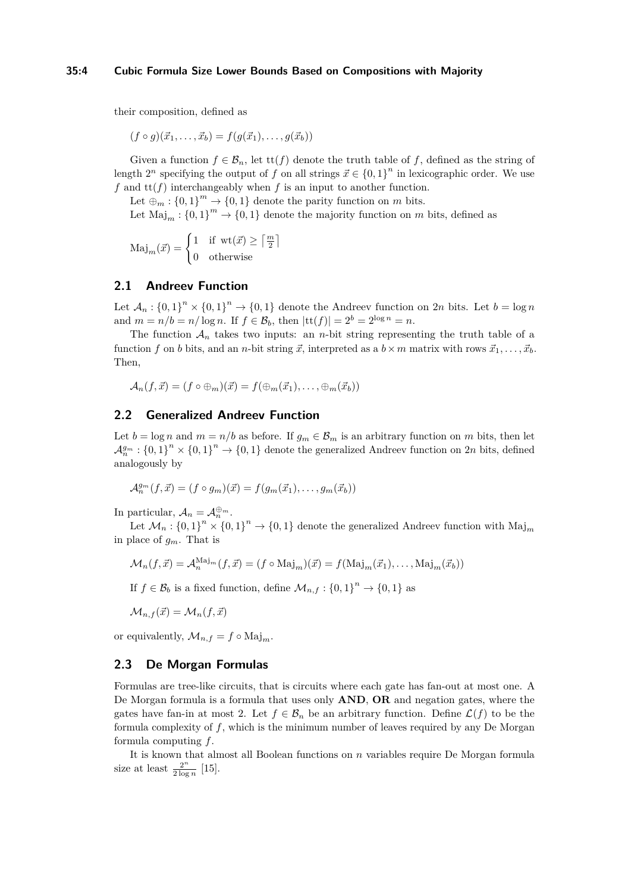their composition, defined as

$$(f \circ g)(\vec{x}_1, \ldots, \vec{x}_b) = f(g(\vec{x}_1), \ldots, g(\vec{x}_b))$$

Given a function $f \in \mathcal{B}_n$, let $\mathrm{tt}(f)$ denote the truth table of $f$, defined as the string of length $2^n$ specifying the output of $f$ on all strings $\vec{x} \in \{0,1\}^n$ in lexicographic order. We use $f$ and $\mathrm{tt}(f)$ interchangeably when $f$ is an input to another function.

Let $\oplus_m : \{0,1\}^m \to \{0,1\}$ denote the parity function on $m$ bits.

Let $\mathrm{Maj}_m : \{0,1\}^m \to \{0,1\}$ denote the majority function on $m$ bits, defined as

$$\mathrm{Maj}_m(\vec{x}) = \begin{cases} 1 & \text{if } \mathrm{wt}(\vec{x}) \geq \left\lceil \frac{m}{2} \right\rceil \\ 0 & \text{otherwise} \end{cases}$$

## 2.1 Andreev Function

Let $\mathcal{A}_n : \{0,1\}^n \times \{0,1\}^n \to \{0,1\}$ denote the Andreev function on $2n$ bits. Let $b = \log n$ and $m = n/b = n/\log n$. If $f \in \mathcal{B}_b$, then $|\mathrm{tt}(f)| = 2^b = 2^{\log n} = n$.

The function $\mathcal{A}_n$ takes two inputs: an $n$-bit string representing the truth table of a function $f$ on $b$ bits, and an $n$-bit string $\vec{x}$, interpreted as a $b \times m$ matrix with rows $\vec{x}_1, \ldots, \vec{x}_b$. Then,

$$\mathcal{A}_n(f, \vec{x}) = (f \circ \oplus_m)(\vec{x}) = f(\oplus_m(\vec{x}_1), \ldots, \oplus_m(\vec{x}_b))$$

## 2.2 Generalized Andreev Function

Let $b = \log n$ and $m = n/b$ as before. If $g_m \in \mathcal{B}_m$ is an arbitrary function on $m$ bits, then let $\mathcal{A}_n^{g_m} : \{0,1\}^n \times \{0,1\}^n \to \{0,1\}$ denote the generalized Andreev function on $2n$ bits, defined analogously by

$$\mathcal{A}_n^{g_m}(f, \vec{x}) = (f \circ g_m)(\vec{x}) = f(g_m(\vec{x}_1), \ldots, g_m(\vec{x}_b))$$

In particular, $\mathcal{A}_n = \mathcal{A}_n^{\oplus_m}$.

Let $\mathcal{M}_n : \{0,1\}^n \times \{0,1\}^n \to \{0,1\}$ denote the generalized Andreev function with $\mathrm{Maj}_m$ in place of $g_m$. That is

$$\mathcal{M}_n(f, \vec{x}) = \mathcal{A}_n^{\mathrm{Maj}_m}(f, \vec{x}) = (f \circ \mathrm{Maj}_m)(\vec{x}) = f(\mathrm{Maj}_m(\vec{x}_1), \ldots, \mathrm{Maj}_m(\vec{x}_b))$$

If $f \in \mathcal{B}_b$ is a fixed function, define $\mathcal{M}_{n,f} : \{0,1\}^n \to \{0,1\}$ as

$$\mathcal{M}_{n,f}(\vec{x}) = \mathcal{M}_n(f, \vec{x})$$

or equivalently, $\mathcal{M}_{n,f} = f \circ \mathrm{Maj}_m$.

## 2.3 De Morgan Formulas

Formulas are tree-like circuits, that is circuits where each gate has fan-out at most one. A De Morgan formula is a formula that uses only **AND**, **OR** and negation gates, where the gates have fan-in at most 2. Let $f \in \mathcal{B}_n$ be an arbitrary function. Define $\mathcal{L}(f)$ to be the formula complexity of $f$, which is the minimum number of leaves required by any De Morgan formula computing $f$.

It is known that almost all Boolean functions on $n$ variables require De Morgan formula size at least $\frac{2^n}{2 \log n}$ [15].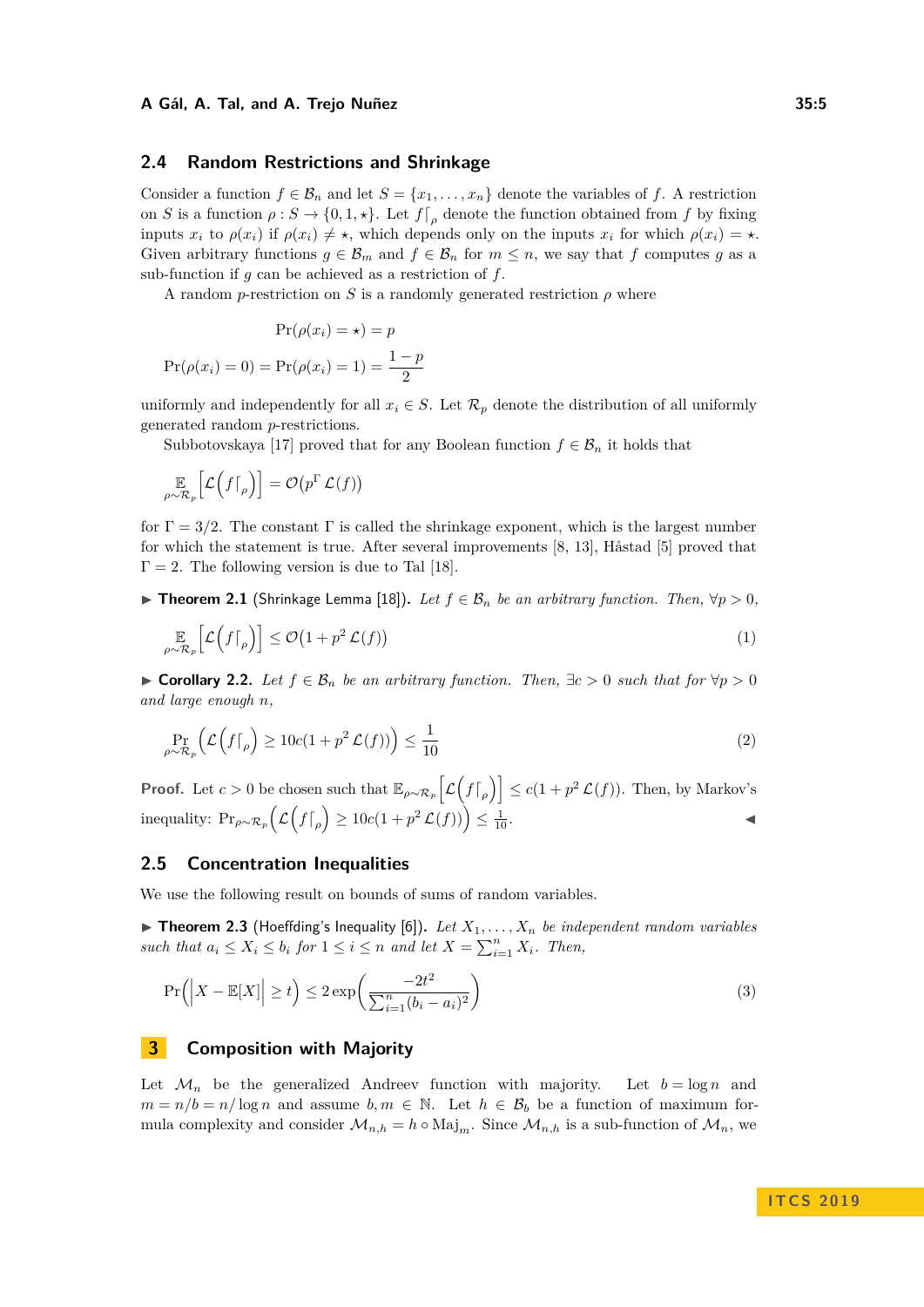## 2.4 Random Restrictions and Shrinkage

Consider a function $f \in \mathcal{B}_n$ and let $S = \{x_1, \dots, x_n\}$ denote the variables of $f$. A restriction on $S$ is a function $\rho : S \to \{0, 1, \star\}$. Let $f\lceil_\rho$ denote the function obtained from $f$ by fixing inputs $x_i$ to $\rho(x_i)$ if $\rho(x_i) \neq \star$, which depends only on the inputs $x_i$ for which $\rho(x_i) = \star$. Given arbitrary functions $g \in \mathcal{B}_m$ and $f \in \mathcal{B}_n$ for $m \leq n$, we say that $f$ computes $g$ as a sub-function if $g$ can be achieved as a restriction of $f$.

A random $p$-restriction on $S$ is a randomly generated restriction $\rho$ where

$$\Pr(\rho(x_i) = \star) = p$$

$$\Pr(\rho(x_i) = 0) = \Pr(\rho(x_i) = 1) = \frac{1-p}{2}$$

uniformly and independently for all $x_i \in S$. Let $\mathcal{R}_p$ denote the distribution of all uniformly generated random $p$-restrictions.

Subbotovskaya [17] proved that for any Boolean function $f \in \mathcal{B}_n$ it holds that

$$\mathop{\mathbb{E}}_{\rho \sim \mathcal{R}_p}\left[\mathcal{L}\left(f\lceil_\rho\right)\right] = \mathcal{O}(p^\Gamma \mathcal{L}(f))$$

for $\Gamma = 3/2$. The constant $\Gamma$ is called the shrinkage exponent, which is the largest number for which the statement is true. After several improvements [8, 13], Håstad [5] proved that $\Gamma = 2$. The following version is due to Tal [18].

▶ **Theorem 2.1** (Shrinkage Lemma [18]). *Let $f \in \mathcal{B}_n$ be an arbitrary function. Then, $\forall p > 0$,*

$$\mathop{\mathbb{E}}_{\rho \sim \mathcal{R}_p}\left[\mathcal{L}\left(f\lceil_\rho\right)\right] \leq \mathcal{O}(1 + p^2 \mathcal{L}(f)) \tag{1}$$

▶ **Corollary 2.2.** *Let $f \in \mathcal{B}_n$ be an arbitrary function. Then, $\exists c > 0$ such that for $\forall p > 0$ and large enough $n$,*

$$\Pr_{\rho \sim \mathcal{R}_p}\left(\mathcal{L}\left(f\lceil_\rho\right) \geq 10c(1 + p^2 \mathcal{L}(f))\right) \leq \frac{1}{10} \tag{2}$$

**Proof.** Let $c > 0$ be chosen such that $\mathbb{E}_{\rho \sim \mathcal{R}_p}\left[\mathcal{L}\left(f\lceil_\rho\right)\right] \leq c(1 + p^2 \mathcal{L}(f))$. Then, by Markov's inequality: $\Pr_{\rho \sim \mathcal{R}_p}\left(\mathcal{L}\left(f\lceil_\rho\right) \geq 10c(1 + p^2 \mathcal{L}(f))\right) \leq \frac{1}{10}$. ◀

## 2.5 Concentration Inequalities

We use the following result on bounds of sums of random variables.

▶ **Theorem 2.3** (Hoeffding's Inequality [6]). *Let $X_1, \dots, X_n$ be independent random variables such that $a_i \leq X_i \leq b_i$ for $1 \leq i \leq n$ and let $X = \sum_{i=1}^n X_i$. Then,*

$$\Pr\left(\left|X - \mathbb{E}[X]\right| \geq t\right) \leq 2 \exp\left(\frac{-2t^2}{\sum_{i=1}^n (b_i - a_i)^2}\right) \tag{3}$$

# 3 Composition with Majority

Let $\mathcal{M}_n$ be the generalized Andreev function with majority. Let $b = \log n$ and $m = n/b = n/\log n$ and assume $b, m \in \mathbb{N}$. Let $h \in \mathcal{B}_b$ be a function of maximum formula complexity and consider $\mathcal{M}_{n,h} = h \circ \mathrm{Maj}_m$. Since $\mathcal{M}_{n,h}$ is a sub-function of $\mathcal{M}_n$, we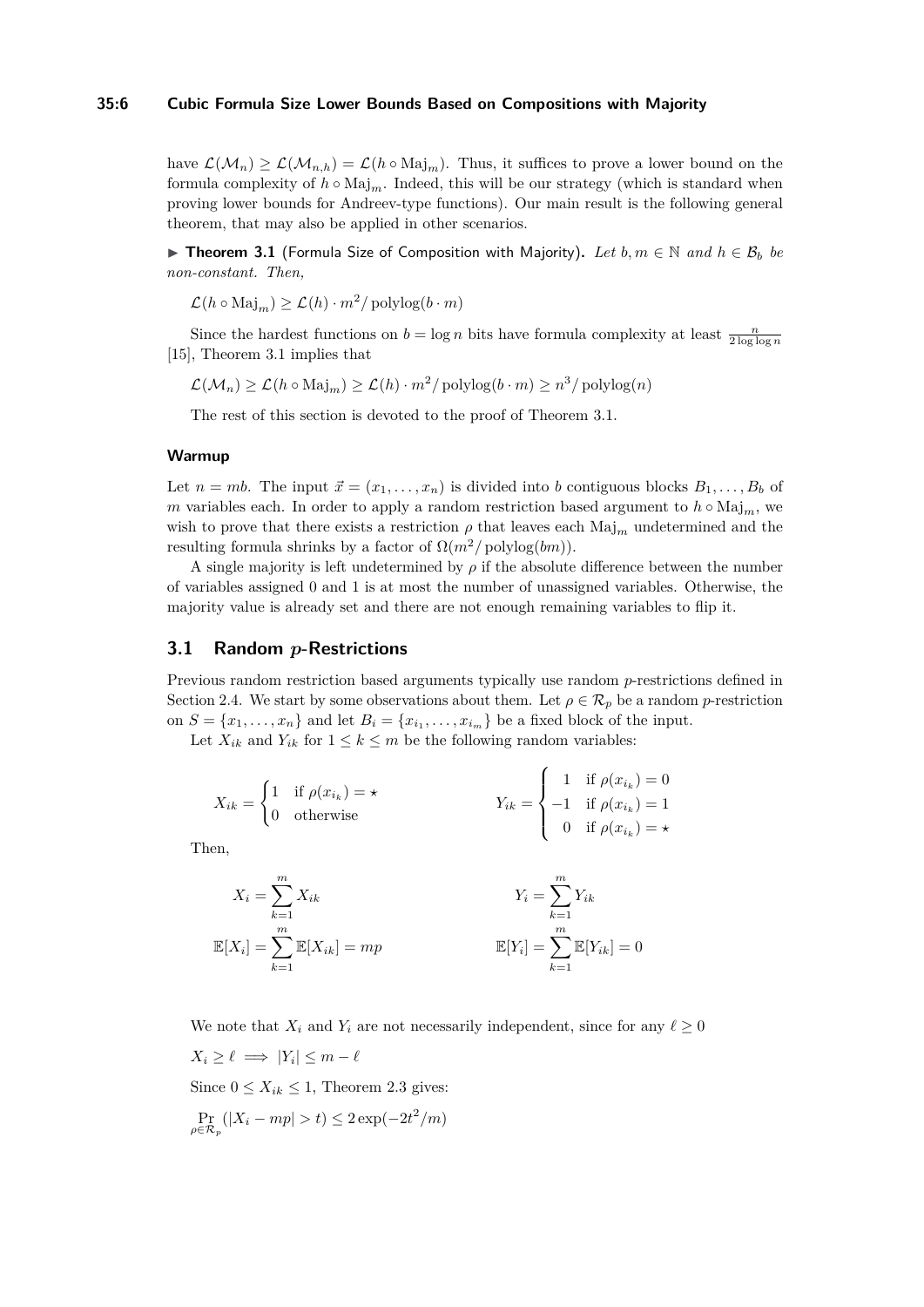have $\mathcal{L}(\mathcal{M}_n) \geq \mathcal{L}(\mathcal{M}_{n,h}) = \mathcal{L}(h \circ \mathrm{Maj}_m)$. Thus, it suffices to prove a lower bound on the formula complexity of $h \circ \mathrm{Maj}_m$. Indeed, this will be our strategy (which is standard when proving lower bounds for Andreev-type functions). Our main result is the following general theorem, that may also be applied in other scenarios.

▶ **Theorem 3.1** (Formula Size of Composition with Majority)**.** *Let $b, m \in \mathbb{N}$ and $h \in \mathcal{B}_b$ be non-constant. Then,*

$$\mathcal{L}(h \circ \mathrm{Maj}_m) \geq \mathcal{L}(h) \cdot m^2 / \operatorname{polylog}(b \cdot m)$$

Since the hardest functions on $b = \log n$ bits have formula complexity at least $\frac{n}{2 \log \log n}$ [15], Theorem 3.1 implies that

$$\mathcal{L}(\mathcal{M}_n) \geq \mathcal{L}(h \circ \mathrm{Maj}_m) \geq \mathcal{L}(h) \cdot m^2 / \operatorname{polylog}(b \cdot m) \geq n^3 / \operatorname{polylog}(n)$$

The rest of this section is devoted to the proof of Theorem 3.1.

#### Warmup

Let $n = mb$. The input $\vec{x} = (x_1, \ldots, x_n)$ is divided into $b$ contiguous blocks $B_1, \ldots, B_b$ of $m$ variables each. In order to apply a random restriction based argument to $h \circ \mathrm{Maj}_m$, we wish to prove that there exists a restriction $\rho$ that leaves each $\mathrm{Maj}_m$ undetermined and the resulting formula shrinks by a factor of $\Omega(m^2 / \operatorname{polylog}(bm))$.

A single majority is left undetermined by $\rho$ if the absolute difference between the number of variables assigned 0 and 1 is at most the number of unassigned variables. Otherwise, the majority value is already set and there are not enough remaining variables to flip it.

## 3.1 Random $p$-Restrictions

Previous random restriction based arguments typically use random $p$-restrictions defined in Section 2.4. We start by some observations about them. Let $\rho \in \mathcal{R}_p$ be a random $p$-restriction on $S = \{x_1, \ldots, x_n\}$ and let $B_i = \{x_{i_1}, \ldots, x_{i_m}\}$ be a fixed block of the input.

Let $X_{ik}$ and $Y_{ik}$ for $1 \leq k \leq m$ be the following random variables:

$$X_{ik} = \begin{cases} 1 & \text{if } \rho(x_{i_k}) = \star \\ 0 & \text{otherwise} \end{cases} \qquad\qquad Y_{ik} = \begin{cases} 1 & \text{if } \rho(x_{i_k}) = 0 \\ -1 & \text{if } \rho(x_{i_k}) = 1 \\ 0 & \text{if } \rho(x_{i_k}) = \star \end{cases}$$

Then,

$$X_i = \sum_{k=1}^{m} X_{ik} \qquad\qquad Y_i = \sum_{k=1}^{m} Y_{ik}$$

$$\mathbb{E}[X_i] = \sum_{k=1}^{m} \mathbb{E}[X_{ik}] = mp \qquad\qquad \mathbb{E}[Y_i] = \sum_{k=1}^{m} \mathbb{E}[Y_{ik}] = 0$$

We note that $X_i$ and $Y_i$ are not necessarily independent, since for any $\ell \geq 0$

$$X_i \geq \ell \implies |Y_i| \leq m - \ell$$

Since $0 \leq X_{ik} \leq 1$, Theorem 2.3 gives:

$$\Pr_{\rho \in \mathcal{R}_p} (|X_i - mp| > t) \leq 2 \exp(-2t^2/m)$$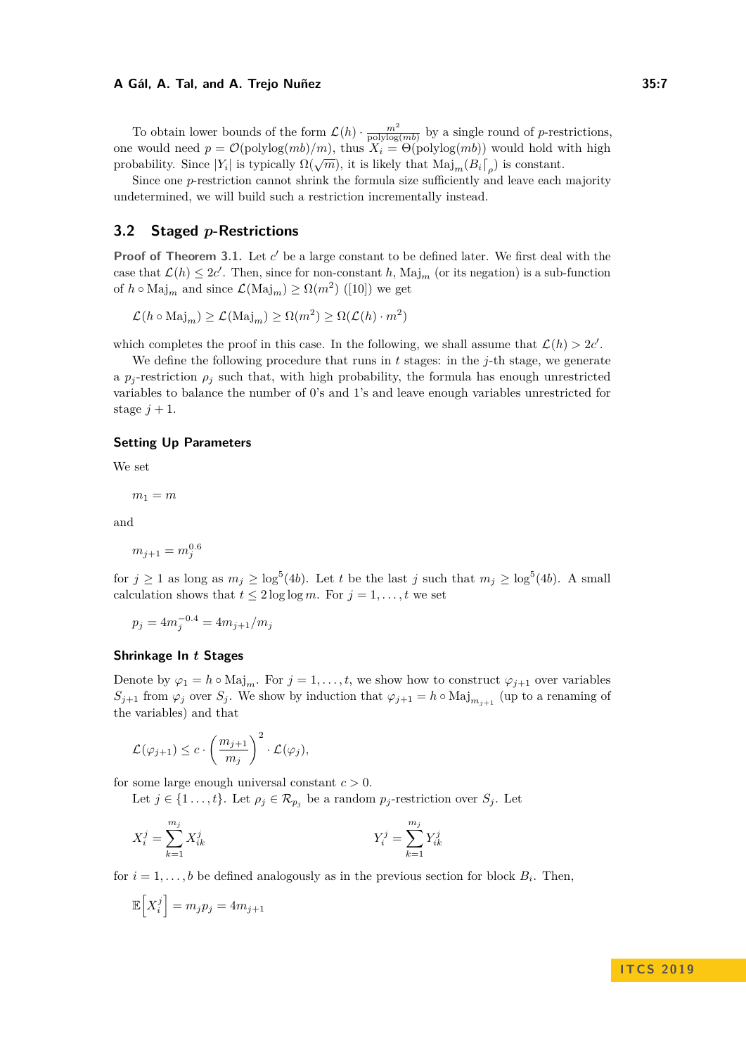To obtain lower bounds of the form $\mathcal{L}(h) \cdot \frac{m^2}{\text{polylog}(mb)}$ by a single round of $p$-restrictions, one would need $p = \mathcal{O}(\text{polylog}(mb)/m)$, thus $X_i = \Theta(\text{polylog}(mb))$ would hold with high probability. Since $|Y_i|$ is typically $\Omega(\sqrt{m})$, it is likely that $\text{Maj}_m(B_i\lceil_\rho)$ is constant.

Since one $p$-restriction cannot shrink the formula size sufficiently and leave each majority undetermined, we will build such a restriction incrementally instead.

## 3.2 Staged $p$-Restrictions

**Proof of Theorem 3.1.** Let $c'$ be a large constant to be defined later. We first deal with the case that $\mathcal{L}(h) \leq 2c'$. Then, since for non-constant $h$, $\text{Maj}_m$ (or its negation) is a sub-function of $h \circ \text{Maj}_m$ and since $\mathcal{L}(\text{Maj}_m) \geq \Omega(m^2)$ ([10]) we get

$$\mathcal{L}(h \circ \text{Maj}_m) \geq \mathcal{L}(\text{Maj}_m) \geq \Omega(m^2) \geq \Omega(\mathcal{L}(h) \cdot m^2)$$

which completes the proof in this case. In the following, we shall assume that $\mathcal{L}(h) > 2c'$.

We define the following procedure that runs in $t$ stages: in the $j$-th stage, we generate a $p_j$-restriction $\rho_j$ such that, with high probability, the formula has enough unrestricted variables to balance the number of 0's and 1's and leave enough variables unrestricted for stage $j+1$.

### Setting Up Parameters

We set

$$m_1 = m$$

and

$$m_{j+1} = m_j^{0.6}$$

for $j \geq 1$ as long as $m_j \geq \log^5(4b)$. Let $t$ be the last $j$ such that $m_j \geq \log^5(4b)$. A small calculation shows that $t \leq 2 \log \log m$. For $j = 1, \ldots, t$ we set

$$p_j = 4m_j^{-0.4} = 4m_{j+1}/m_j$$

### Shrinkage In $t$ Stages

Denote by $\varphi_1 = h \circ \text{Maj}_m$. For $j = 1, \ldots, t$, we show how to construct $\varphi_{j+1}$ over variables $S_{j+1}$ from $\varphi_j$ over $S_j$. We show by induction that $\varphi_{j+1} = h \circ \text{Maj}_{m_{j+1}}$ (up to a renaming of the variables) and that

$$\mathcal{L}(\varphi_{j+1}) \leq c \cdot \left(\frac{m_{j+1}}{m_j}\right)^2 \cdot \mathcal{L}(\varphi_j),$$

for some large enough universal constant $c > 0$.

Let $j \in \{1 \ldots, t\}$. Let $\rho_j \in \mathcal{R}_{p_j}$ be a random $p_j$-restriction over $S_j$. Let

$$X_i^j = \sum_{k=1}^{m_j} X_{ik}^j \qquad\qquad Y_i^j = \sum_{k=1}^{m_j} Y_{ik}^j$$

for $i = 1, \ldots, b$ be defined analogously as in the previous section for block $B_i$. Then,

$$\mathbb{E}\left[X_i^j\right] = m_j p_j = 4m_{j+1}$$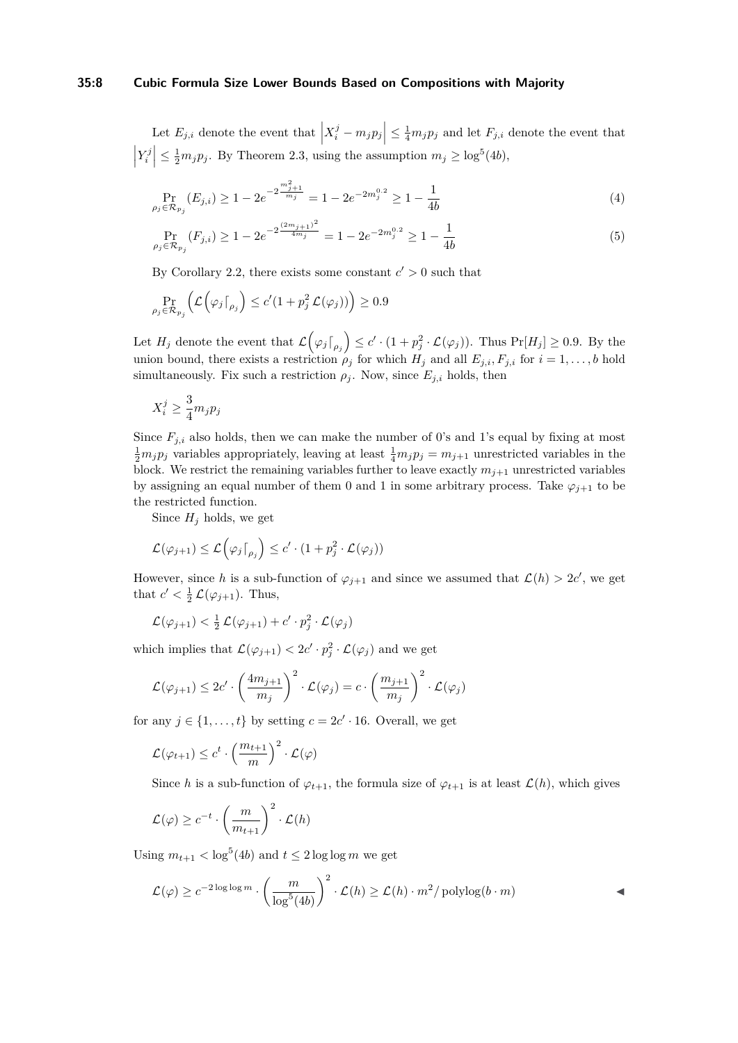Let $E_{j,i}$ denote the event that $\left|X_i^j - m_j p_j\right| \le \frac{1}{4} m_j p_j$ and let $F_{j,i}$ denote the event that $\left|Y_i^j\right| \le \frac{1}{2} m_j p_j$. By Theorem 2.3, using the assumption $m_j \ge \log^5(4b)$,

$$\Pr_{\rho_j \in \mathcal{R}_{p_j}} (E_{j,i}) \ge 1 - 2e^{-2\frac{m_{j+1}^2}{m_j}} = 1 - 2e^{-2m_j^{0.2}} \ge 1 - \frac{1}{4b} \tag{4}$$

$$\Pr_{\rho_j \in \mathcal{R}_{p_j}} (F_{j,i}) \ge 1 - 2e^{-2\frac{(2m_{j+1})^2}{4m_j}} = 1 - 2e^{-2m_j^{0.2}} \ge 1 - \frac{1}{4b} \tag{5}$$

By Corollary 2.2, there exists some constant $c' > 0$ such that

$$\Pr_{\rho_j \in \mathcal{R}_{p_j}} \left( \mathcal{L}\left(\varphi_j\lceil_{\rho_j}\right) \le c'(1 + p_j^2\, \mathcal{L}(\varphi_j)) \right) \ge 0.9$$

Let $H_j$ denote the event that $\mathcal{L}\left(\varphi_j\lceil_{\rho_j}\right) \le c' \cdot (1 + p_j^2 \cdot \mathcal{L}(\varphi_j))$. Thus $\Pr[H_j] \ge 0.9$. By the union bound, there exists a restriction $\rho_j$ for which $H_j$ and all $E_{j,i}, F_{j,i}$ for $i = 1, \ldots, b$ hold simultaneously. Fix such a restriction $\rho_j$. Now, since $E_{j,i}$ holds, then

$$X_i^j \ge \frac{3}{4} m_j p_j$$

Since $F_{j,i}$ also holds, then we can make the number of 0's and 1's equal by fixing at most $\frac{1}{2} m_j p_j$ variables appropriately, leaving at least $\frac{1}{4} m_j p_j = m_{j+1}$ unrestricted variables in the block. We restrict the remaining variables further to leave exactly $m_{j+1}$ unrestricted variables by assigning an equal number of them 0 and 1 in some arbitrary process. Take $\varphi_{j+1}$ to be the restricted function.

Since $H_j$ holds, we get

$$\mathcal{L}(\varphi_{j+1}) \le \mathcal{L}\left(\varphi_j\lceil_{\rho_j}\right) \le c' \cdot (1 + p_j^2 \cdot \mathcal{L}(\varphi_j))$$

However, since $h$ is a sub-function of $\varphi_{j+1}$ and since we assumed that $\mathcal{L}(h) > 2c'$, we get that $c' < \frac{1}{2}\, \mathcal{L}(\varphi_{j+1})$. Thus,

$$\mathcal{L}(\varphi_{j+1}) < \tfrac{1}{2}\, \mathcal{L}(\varphi_{j+1}) + c' \cdot p_j^2 \cdot \mathcal{L}(\varphi_j)$$

which implies that $\mathcal{L}(\varphi_{j+1}) < 2c' \cdot p_j^2 \cdot \mathcal{L}(\varphi_j)$ and we get

$$\mathcal{L}(\varphi_{j+1}) \le 2c' \cdot \left(\frac{4m_{j+1}}{m_j}\right)^2 \cdot \mathcal{L}(\varphi_j) = c \cdot \left(\frac{m_{j+1}}{m_j}\right)^2 \cdot \mathcal{L}(\varphi_j)$$

for any $j \in \{1, \ldots, t\}$ by setting $c = 2c' \cdot 16$. Overall, we get

$$\mathcal{L}(\varphi_{t+1}) \le c^t \cdot \left(\frac{m_{t+1}}{m}\right)^2 \cdot \mathcal{L}(\varphi)$$

Since $h$ is a sub-function of $\varphi_{t+1}$, the formula size of $\varphi_{t+1}$ is at least $\mathcal{L}(h)$, which gives

$$\mathcal{L}(\varphi) \ge c^{-t} \cdot \left(\frac{m}{m_{t+1}}\right)^2 \cdot \mathcal{L}(h)$$

Using $m_{t+1} < \log^5(4b)$ and $t \le 2 \log\log m$ we get

$$\mathcal{L}(\varphi) \ge c^{-2\log\log m} \cdot \left(\frac{m}{\log^5(4b)}\right)^2 \cdot \mathcal{L}(h) \ge \mathcal{L}(h) \cdot m^2/\operatorname{polylog}(b \cdot m)$$

◀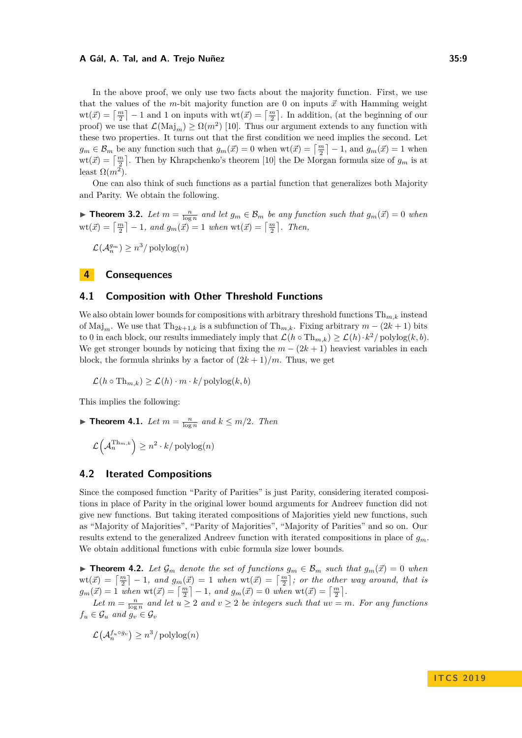In the above proof, we only use two facts about the majority function. First, we use that the values of the $m$-bit majority function are 0 on inputs $\vec{x}$ with Hamming weight $\text{wt}(\vec{x}) = \lceil \frac{m}{2} \rceil - 1$ and 1 on inputs with $\text{wt}(\vec{x}) = \lceil \frac{m}{2} \rceil$. In addition, (at the beginning of our proof) we use that $\mathcal{L}(\text{Maj}_m) \geq \Omega(m^2)$ [10]. Thus our argument extends to any function with these two properties. It turns out that the first condition we need implies the second. Let $g_m \in \mathcal{B}_m$ be any function such that $g_m(\vec{x}) = 0$ when $\text{wt}(\vec{x}) = \lceil \frac{m}{2} \rceil - 1$, and $g_m(\vec{x}) = 1$ when $\text{wt}(\vec{x}) = \lceil \frac{m}{2} \rceil$. Then by Khrapchenko's theorem [10] the De Morgan formula size of $g_m$ is at least $\Omega(m^2)$.

One can also think of such functions as a partial function that generalizes both Majority and Parity. We obtain the following.

▶ **Theorem 3.2.** *Let $m = \frac{n}{\log n}$ and let $g_m \in \mathcal{B}_m$ be any function such that $g_m(\vec{x}) = 0$ when $\text{wt}(\vec{x}) = \lceil \frac{m}{2} \rceil - 1$, and $g_m(\vec{x}) = 1$ when $\text{wt}(\vec{x}) = \lceil \frac{m}{2} \rceil$. Then,*

$$\mathcal{L}(\mathcal{A}_n^{g_m}) \geq n^3/\operatorname{polylog}(n)$$

# 4 Consequences

## 4.1 Composition with Other Threshold Functions

We also obtain lower bounds for compositions with arbitrary threshold functions $\text{Th}_{m,k}$ instead of $\text{Maj}_m$. We use that $\text{Th}_{2k+1,k}$ is a subfunction of $\text{Th}_{m,k}$. Fixing arbitrary $m - (2k+1)$ bits to 0 in each block, our results immediately imply that $\mathcal{L}(h \circ \text{Th}_{m,k}) \geq \mathcal{L}(h) \cdot k^2/\operatorname{polylog}(k, b)$. We get stronger bounds by noticing that fixing the $m - (2k+1)$ heaviest variables in each block, the formula shrinks by a factor of $(2k+1)/m$. Thus, we get

$$\mathcal{L}(h \circ \text{Th}_{m,k}) \geq \mathcal{L}(h) \cdot m \cdot k/\operatorname{polylog}(k, b)$$

This implies the following:

▶ **Theorem 4.1.** *Let $m = \frac{n}{\log n}$ and $k \leq m/2$. Then*

$$\mathcal{L}\left(\mathcal{A}_n^{\text{Th}_{m,k}}\right) \geq n^2 \cdot k/\operatorname{polylog}(n)$$

## 4.2 Iterated Compositions

Since the composed function "Parity of Parities" is just Parity, considering iterated compositions in place of Parity in the original lower bound arguments for Andreev function did not give new functions. But taking iterated compositions of Majorities yield new functions, such as "Majority of Majorities", "Parity of Majorities", "Majority of Parities" and so on. Our results extend to the generalized Andreev function with iterated compositions in place of $g_m$. We obtain additional functions with cubic formula size lower bounds.

▶ **Theorem 4.2.** *Let $\mathcal{G}_m$ denote the set of functions $g_m \in \mathcal{B}_m$ such that $g_m(\vec{x}) = 0$ when $\text{wt}(\vec{x}) = \lceil \frac{m}{2} \rceil - 1$, and $g_m(\vec{x}) = 1$ when $\text{wt}(\vec{x}) = \lceil \frac{m}{2} \rceil$; or the other way around, that is $g_m(\vec{x}) = 1$ when $\text{wt}(\vec{x}) = \lceil \frac{m}{2} \rceil - 1$, and $g_m(\vec{x}) = 0$ when $\text{wt}(\vec{x}) = \lceil \frac{m}{2} \rceil$.*

*Let $m = \frac{n}{\log n}$ and let $u \geq 2$ and $v \geq 2$ be integers such that $uv = m$. For any functions $f_u \in \mathcal{G}_u$ and $g_v \in \mathcal{G}_v$*

$$\mathcal{L}(\mathcal{A}_n^{f_u \circ g_v}) \geq n^3/\operatorname{polylog}(n)$$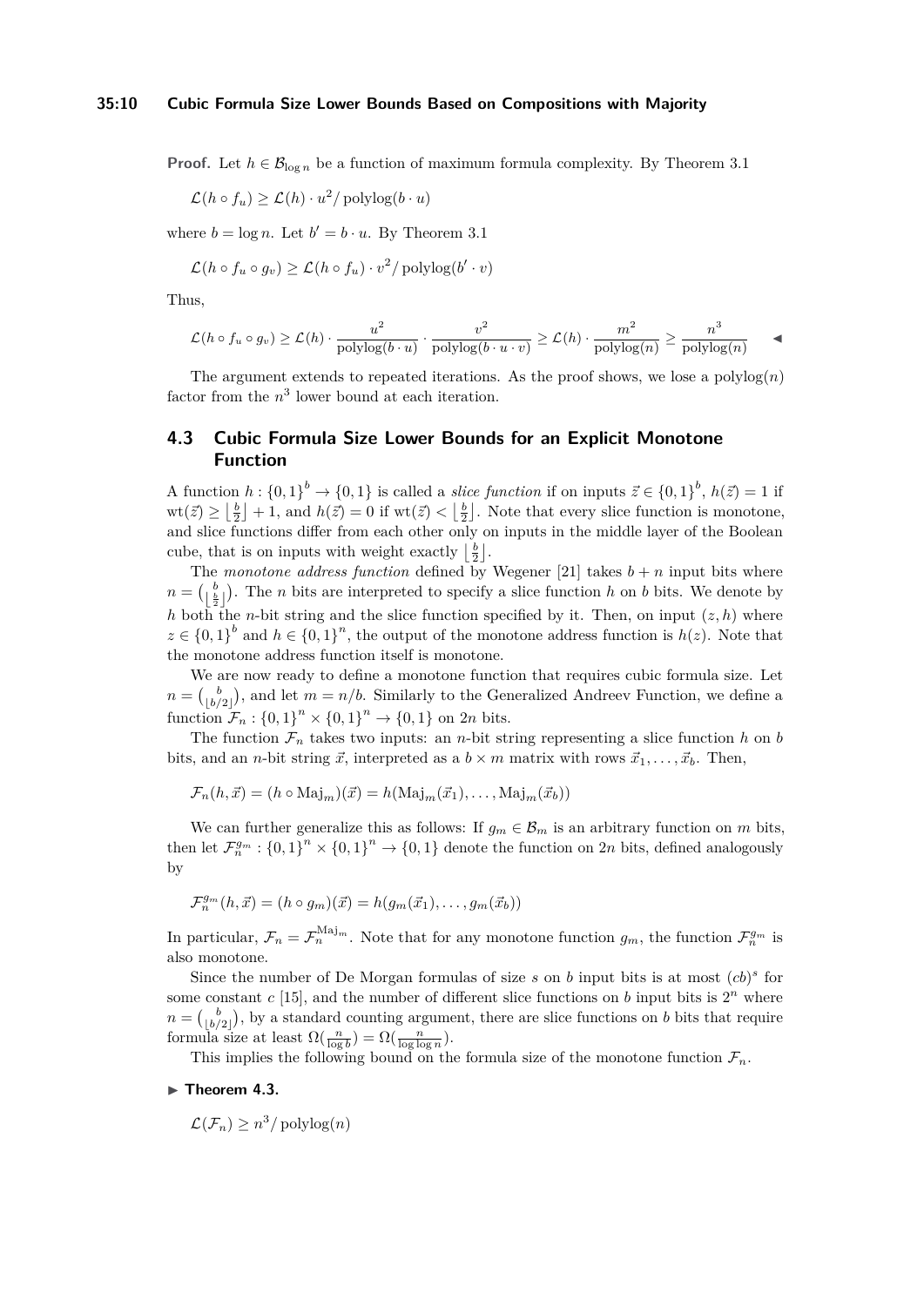**Proof.** Let $h \in \mathcal{B}_{\log n}$ be a function of maximum formula complexity. By Theorem 3.1

$$\mathcal{L}(h \circ f_u) \geq \mathcal{L}(h) \cdot u^2 / \operatorname{polylog}(b \cdot u)$$

where $b = \log n$. Let $b' = b \cdot u$. By Theorem 3.1

$$\mathcal{L}(h \circ f_u \circ g_v) \geq \mathcal{L}(h \circ f_u) \cdot v^2 / \operatorname{polylog}(b' \cdot v)$$

Thus,

$$\mathcal{L}(h \circ f_u \circ g_v) \geq \mathcal{L}(h) \cdot \frac{u^2}{\operatorname{polylog}(b \cdot u)} \cdot \frac{v^2}{\operatorname{polylog}(b \cdot u \cdot v)} \geq \mathcal{L}(h) \cdot \frac{m^2}{\operatorname{polylog}(n)} \geq \frac{n^3}{\operatorname{polylog}(n)}$$

◀

The argument extends to repeated iterations. As the proof shows, we lose a $\operatorname{polylog}(n)$ factor from the $n^3$ lower bound at each iteration.

## 4.3 Cubic Formula Size Lower Bounds for an Explicit Monotone Function

A function $h : \{0,1\}^b \to \{0,1\}$ is called a *slice function* if on inputs $\vec{z} \in \{0,1\}^b$, $h(\vec{z}) = 1$ if $\operatorname{wt}(\vec{z}) \geq \lfloor \frac{b}{2} \rfloor + 1$, and $h(\vec{z}) = 0$ if $\operatorname{wt}(\vec{z}) < \lfloor \frac{b}{2} \rfloor$. Note that every slice function is monotone, and slice functions differ from each other only on inputs in the middle layer of the Boolean cube, that is on inputs with weight exactly $\lfloor \frac{b}{2} \rfloor$.

The *monotone address function* defined by Wegener [21] takes $b + n$ input bits where $n = \binom{b}{\lfloor \frac{b}{2} \rfloor}$. The $n$ bits are interpreted to specify a slice function $h$ on $b$ bits. We denote by $h$ both the $n$-bit string and the slice function specified by it. Then, on input $(z, h)$ where $z \in \{0,1\}^b$ and $h \in \{0,1\}^n$, the output of the monotone address function is $h(z)$. Note that the monotone address function itself is monotone.

We are now ready to define a monotone function that requires cubic formula size. Let $n = \binom{b}{\lfloor b/2 \rfloor}$, and let $m = n/b$. Similarly to the Generalized Andreev Function, we define a function $\mathcal{F}_n : \{0,1\}^n \times \{0,1\}^n \to \{0,1\}$ on $2n$ bits.

The function $\mathcal{F}_n$ takes two inputs: an $n$-bit string representing a slice function $h$ on $b$ bits, and an $n$-bit string $\vec{x}$, interpreted as a $b \times m$ matrix with rows $\vec{x}_1, \ldots, \vec{x}_b$. Then,

$$\mathcal{F}_n(h, \vec{x}) = (h \circ \operatorname{Maj}_m)(\vec{x}) = h(\operatorname{Maj}_m(\vec{x}_1), \ldots, \operatorname{Maj}_m(\vec{x}_b))$$

We can further generalize this as follows: If $g_m \in \mathcal{B}_m$ is an arbitrary function on $m$ bits, then let $\mathcal{F}_n^{g_m} : \{0,1\}^n \times \{0,1\}^n \to \{0,1\}$ denote the function on $2n$ bits, defined analogously by

$$\mathcal{F}_n^{g_m}(h, \vec{x}) = (h \circ g_m)(\vec{x}) = h(g_m(\vec{x}_1), \ldots, g_m(\vec{x}_b))$$

In particular, $\mathcal{F}_n = \mathcal{F}_n^{\operatorname{Maj}_m}$. Note that for any monotone function $g_m$, the function $\mathcal{F}_n^{g_m}$ is also monotone.

Since the number of De Morgan formulas of size $s$ on $b$ input bits is at most $(cb)^s$ for some constant $c$ [15], and the number of different slice functions on $b$ input bits is $2^n$ where $n = \binom{b}{\lfloor b/2 \rfloor}$, by a standard counting argument, there are slice functions on $b$ bits that require formula size at least $\Omega(\frac{n}{\log b}) = \Omega(\frac{n}{\log \log n})$.

This implies the following bound on the formula size of the monotone function $\mathcal{F}_n$.

► **Theorem 4.3.**

$$\mathcal{L}(\mathcal{F}_n) \geq n^3 / \operatorname{polylog}(n)$$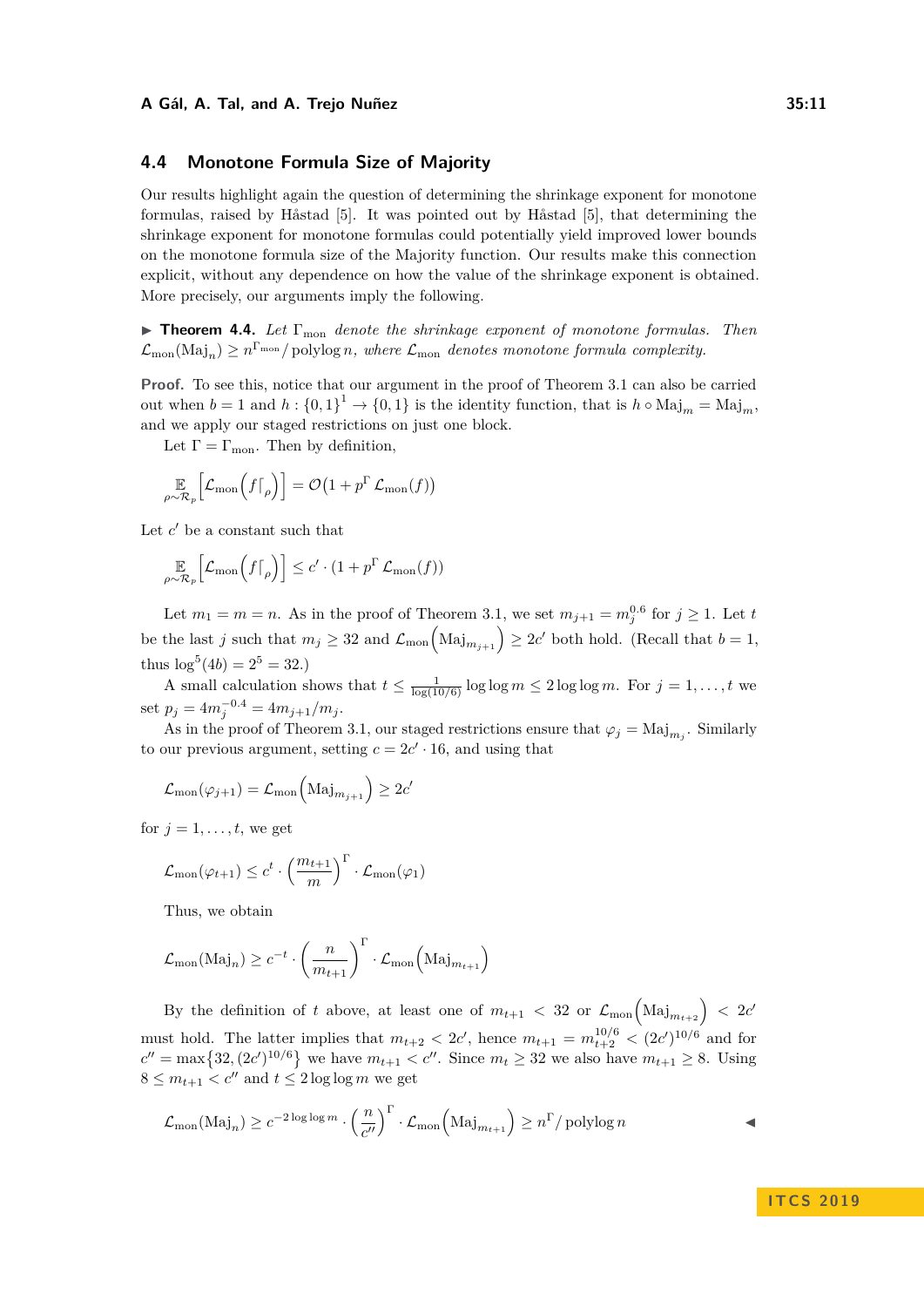## 4.4 Monotone Formula Size of Majority

Our results highlight again the question of determining the shrinkage exponent for monotone formulas, raised by Håstad [5]. It was pointed out by Håstad [5], that determining the shrinkage exponent for monotone formulas could potentially yield improved lower bounds on the monotone formula size of the Majority function. Our results make this connection explicit, without any dependence on how the value of the shrinkage exponent is obtained. More precisely, our arguments imply the following.

▶ **Theorem 4.4.** *Let $\Gamma_{\text{mon}}$ denote the shrinkage exponent of monotone formulas. Then $\mathcal{L}_{\text{mon}}(\text{Maj}_n) \geq n^{\Gamma_{\text{mon}}}/\operatorname{polylog} n$, where $\mathcal{L}_{\text{mon}}$ denotes monotone formula complexity.*

**Proof.** To see this, notice that our argument in the proof of Theorem 3.1 can also be carried out when $b = 1$ and $h : \{0,1\}^1 \to \{0,1\}$ is the identity function, that is $h \circ \text{Maj}_m = \text{Maj}_m$, and we apply our staged restrictions on just one block.

Let $\Gamma = \Gamma_{\text{mon}}$. Then by definition,

$$\mathop{\mathbb{E}}_{\rho\sim\mathcal{R}_p}\left[\mathcal{L}_{\text{mon}}\left(f\lceil_{\rho}\right)\right] = \mathcal{O}(1 + p^{\Gamma}\,\mathcal{L}_{\text{mon}}(f))$$

Let $c'$ be a constant such that

$$\mathop{\mathbb{E}}_{\rho\sim\mathcal{R}_p}\left[\mathcal{L}_{\text{mon}}\left(f\lceil_{\rho}\right)\right] \leq c' \cdot (1 + p^{\Gamma}\,\mathcal{L}_{\text{mon}}(f))$$

Let $m_1 = m = n$. As in the proof of Theorem 3.1, we set $m_{j+1} = m_j^{0.6}$ for $j \geq 1$. Let $t$ be the last $j$ such that $m_j \geq 32$ and $\mathcal{L}_{\text{mon}}\left(\text{Maj}_{m_{j+1}}\right) \geq 2c'$ both hold. (Recall that $b = 1$, thus $\log^5(4b) = 2^5 = 32$.)

A small calculation shows that $t \leq \frac{1}{\log(10/6)} \log\log m \leq 2\log\log m$. For $j = 1, \ldots, t$ we set $p_j = 4m_j^{-0.4} = 4m_{j+1}/m_j$.

As in the proof of Theorem 3.1, our staged restrictions ensure that $\varphi_j = \text{Maj}_{m_j}$. Similarly to our previous argument, setting $c = 2c' \cdot 16$, and using that

$$\mathcal{L}_{\text{mon}}(\varphi_{j+1}) = \mathcal{L}_{\text{mon}}\left(\text{Maj}_{m_{j+1}}\right) \geq 2c'$$

for $j = 1, \ldots, t$, we get

$$\mathcal{L}_{\text{mon}}(\varphi_{t+1}) \leq c^t \cdot \left(\frac{m_{t+1}}{m}\right)^{\Gamma} \cdot \mathcal{L}_{\text{mon}}(\varphi_1)$$

Thus, we obtain

$$\mathcal{L}_{\text{mon}}(\text{Maj}_n) \geq c^{-t} \cdot \left(\frac{n}{m_{t+1}}\right)^{\Gamma} \cdot \mathcal{L}_{\text{mon}}\left(\text{Maj}_{m_{t+1}}\right)$$

By the definition of $t$ above, at least one of $m_{t+1} < 32$ or $\mathcal{L}_{\text{mon}}\left(\text{Maj}_{m_{t+2}}\right) < 2c'$ must hold. The latter implies that $m_{t+2} < 2c'$, hence $m_{t+1} = m_{t+2}^{10/6} < (2c')^{10/6}$ and for $c'' = \max\{32, (2c')^{10/6}\}$ we have $m_{t+1} < c''$. Since $m_t \geq 32$ we also have $m_{t+1} \geq 8$. Using $8 \leq m_{t+1} < c''$ and $t \leq 2\log\log m$ we get

$$\mathcal{L}_{\text{mon}}(\text{Maj}_n) \geq c^{-2\log\log m} \cdot \left(\frac{n}{c''}\right)^{\Gamma} \cdot \mathcal{L}_{\text{mon}}\left(\text{Maj}_{m_{t+1}}\right) \geq n^{\Gamma}/\operatorname{polylog} n$$ ◀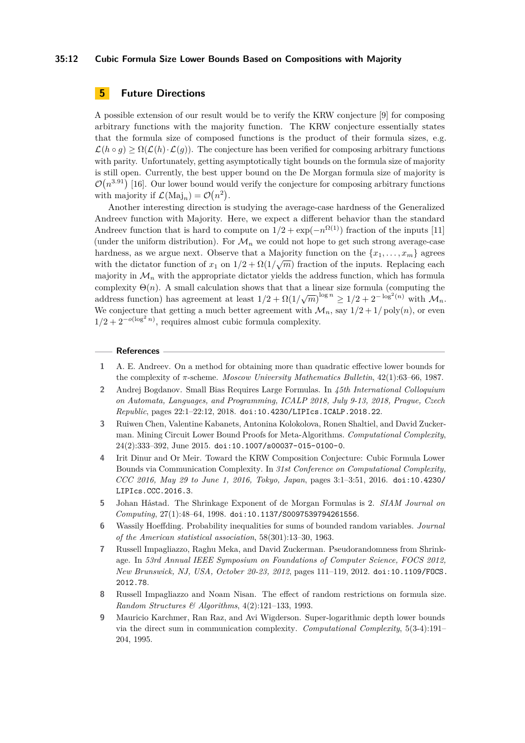## 5 Future Directions

A possible extension of our result would be to verify the KRW conjecture [9] for composing arbitrary functions with the majority function. The KRW conjecture essentially states that the formula size of composed functions is the product of their formula sizes, e.g. $\mathcal{L}(h \circ g) \geq \Omega(\mathcal{L}(h) \cdot \mathcal{L}(g))$. The conjecture has been verified for composing arbitrary functions with parity. Unfortunately, getting asymptotically tight bounds on the formula size of majority is still open. Currently, the best upper bound on the De Morgan formula size of majority is $\mathcal{O}(n^{3.91})$ [16]. Our lower bound would verify the conjecture for composing arbitrary functions with majority if $\mathcal{L}(\mathrm{Maj}_n) = \mathcal{O}(n^2)$.

Another interesting direction is studying the average-case hardness of the Generalized Andreev function with Majority. Here, we expect a different behavior than the standard Andreev function that is hard to compute on $1/2 + \exp(-n^{\Omega(1)})$ fraction of the inputs [11] (under the uniform distribution). For $\mathcal{M}_n$ we could not hope to get such strong average-case hardness, as we argue next. Observe that a Majority function on the $\{x_1, \ldots, x_m\}$ agrees with the dictator function of $x_1$ on $1/2 + \Omega(1/\sqrt{m})$ fraction of the inputs. Replacing each majority in $\mathcal{M}_n$ with the appropriate dictator yields the address function, which has formula complexity $\Theta(n)$. A small calculation shows that that a linear size formula (computing the address function) has agreement at least $1/2 + \Omega(1/\sqrt{m})^{\log n} \geq 1/2 + 2^{-\log^2(n)}$ with $\mathcal{M}_n$. We conjecture that getting a much better agreement with $\mathcal{M}_n$, say $1/2 + 1/\mathrm{poly}(n)$, or even $1/2 + 2^{-o(\log^2 n)}$, requires almost cubic formula complexity.

## References

1. A. E. Andreev. On a method for obtaining more than quadratic effective lower bounds for the complexity of $\pi$-scheme. *Moscow University Mathematics Bulletin*, 42(1):63–66, 1987.
2. Andrej Bogdanov. Small Bias Requires Large Formulas. In *45th International Colloquium on Automata, Languages, and Programming, ICALP 2018, July 9-13, 2018, Prague, Czech Republic*, pages 22:1–22:12, 2018. doi:10.4230/LIPIcs.ICALP.2018.22.
3. Ruiwen Chen, Valentine Kabanets, Antonina Kolokolova, Ronen Shaltiel, and David Zuckerman. Mining Circuit Lower Bound Proofs for Meta-Algorithms. *Computational Complexity*, 24(2):333–392, June 2015. doi:10.1007/s00037-015-0100-0.
4. Irit Dinur and Or Meir. Toward the KRW Composition Conjecture: Cubic Formula Lower Bounds via Communication Complexity. In *31st Conference on Computational Complexity, CCC 2016, May 29 to June 1, 2016, Tokyo, Japan*, pages 3:1–3:51, 2016. doi:10.4230/LIPIcs.CCC.2016.3.
5. Johan Håstad. The Shrinkage Exponent of de Morgan Formulas is 2. *SIAM Journal on Computing*, 27(1):48–64, 1998. doi:10.1137/S0097539794261556.
6. Wassily Hoeffding. Probability inequalities for sums of bounded random variables. *Journal of the American statistical association*, 58(301):13–30, 1963.
7. Russell Impagliazzo, Raghu Meka, and David Zuckerman. Pseudorandomness from Shrinkage. In *53rd Annual IEEE Symposium on Foundations of Computer Science, FOCS 2012, New Brunswick, NJ, USA, October 20-23, 2012*, pages 111–119, 2012. doi:10.1109/FOCS.2012.78.
8. Russell Impagliazzo and Noam Nisan. The effect of random restrictions on formula size. *Random Structures & Algorithms*, 4(2):121–133, 1993.
9. Mauricio Karchmer, Ran Raz, and Avi Wigderson. Super-logarithmic depth lower bounds via the direct sum in communication complexity. *Computational Complexity*, 5(3-4):191–204, 1995.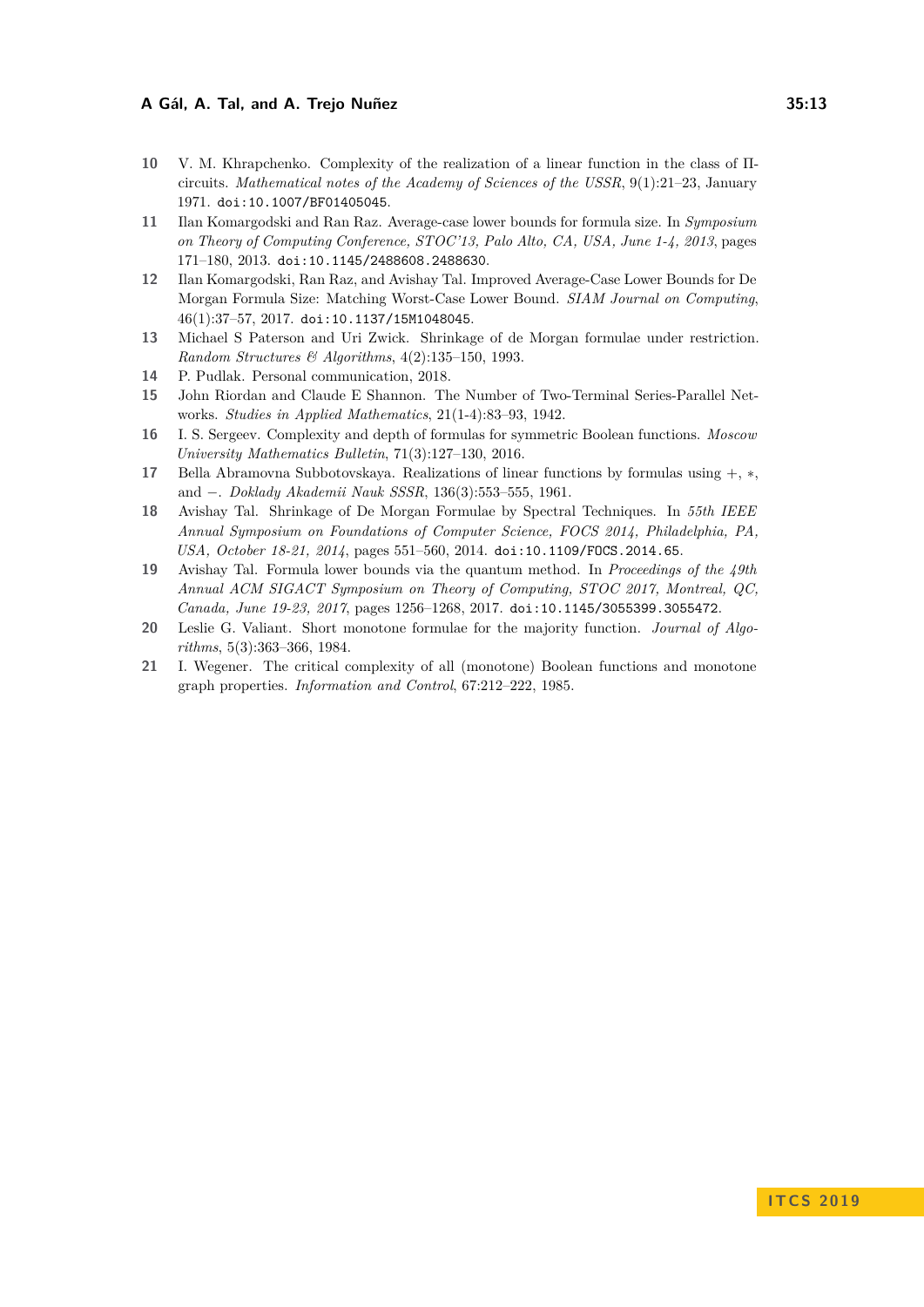10 V. M. Khrapchenko. Complexity of the realization of a linear function in the class of Π-circuits. *Mathematical notes of the Academy of Sciences of the USSR*, 9(1):21–23, January 1971. doi:10.1007/BF01405045.

11 Ilan Komargodski and Ran Raz. Average-case lower bounds for formula size. In *Symposium on Theory of Computing Conference, STOC'13, Palo Alto, CA, USA, June 1-4, 2013*, pages 171–180, 2013. doi:10.1145/2488608.2488630.

12 Ilan Komargodski, Ran Raz, and Avishay Tal. Improved Average-Case Lower Bounds for De Morgan Formula Size: Matching Worst-Case Lower Bound. *SIAM Journal on Computing*, 46(1):37–57, 2017. doi:10.1137/15M1048045.

13 Michael S Paterson and Uri Zwick. Shrinkage of de Morgan formulae under restriction. *Random Structures & Algorithms*, 4(2):135–150, 1993.

14 P. Pudlak. Personal communication, 2018.

15 John Riordan and Claude E Shannon. The Number of Two-Terminal Series-Parallel Networks. *Studies in Applied Mathematics*, 21(1-4):83–93, 1942.

16 I. S. Sergeev. Complexity and depth of formulas for symmetric Boolean functions. *Moscow University Mathematics Bulletin*, 71(3):127–130, 2016.

17 Bella Abramovna Subbotovskaya. Realizations of linear functions by formulas using $+$, $*$, and $-$. *Doklady Akademii Nauk SSSR*, 136(3):553–555, 1961.

18 Avishay Tal. Shrinkage of De Morgan Formulae by Spectral Techniques. In *55th IEEE Annual Symposium on Foundations of Computer Science, FOCS 2014, Philadelphia, PA, USA, October 18-21, 2014*, pages 551–560, 2014. doi:10.1109/FOCS.2014.65.

19 Avishay Tal. Formula lower bounds via the quantum method. In *Proceedings of the 49th Annual ACM SIGACT Symposium on Theory of Computing, STOC 2017, Montreal, QC, Canada, June 19-23, 2017*, pages 1256–1268, 2017. doi:10.1145/3055399.3055472.

20 Leslie G. Valiant. Short monotone formulae for the majority function. *Journal of Algorithms*, 5(3):363–366, 1984.

21 I. Wegener. The critical complexity of all (monotone) Boolean functions and monotone graph properties. *Information and Control*, 67:212–222, 1985.